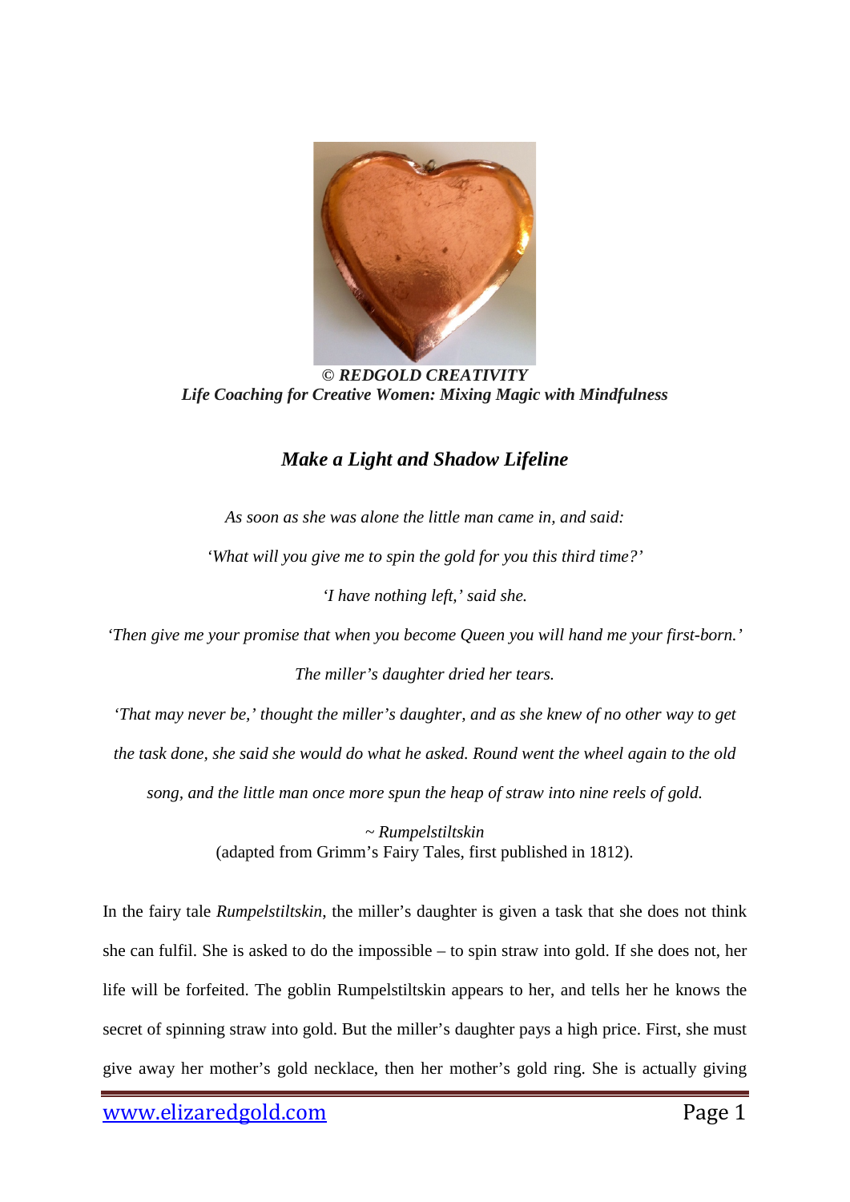*© REDGOLD CREATIVITY*
*Life Coaching for Creative Women: Mixing Magic with Mindfulness*

## *Make a Light and Shadow Lifeline*

*As soon as she was alone the little man came in, and said:*

*'What will you give me to spin the gold for you this third time?'*

*'I have nothing left,' said she.*

*'Then give me your promise that when you become Queen you will hand me your first-born.'*

*The miller's daughter dried her tears.*

*'That may never be,' thought the miller's daughter, and as she knew of no other way to get the task done, she said she would do what he asked. Round went the wheel again to the old song, and the little man once more spun the heap of straw into nine reels of gold.*

~ *Rumpelstiltskin*
(adapted from Grimm's Fairy Tales, first published in 1812).

In the fairy tale *Rumpelstiltskin*, the miller's daughter is given a task that she does not think she can fulfil. She is asked to do the impossible – to spin straw into gold. If she does not, her life will be forfeited. The goblin Rumpelstiltskin appears to her, and tells her he knows the secret of spinning straw into gold. But the miller's daughter pays a high price. First, she must give away her mother's gold necklace, then her mother's gold ring. She is actually giving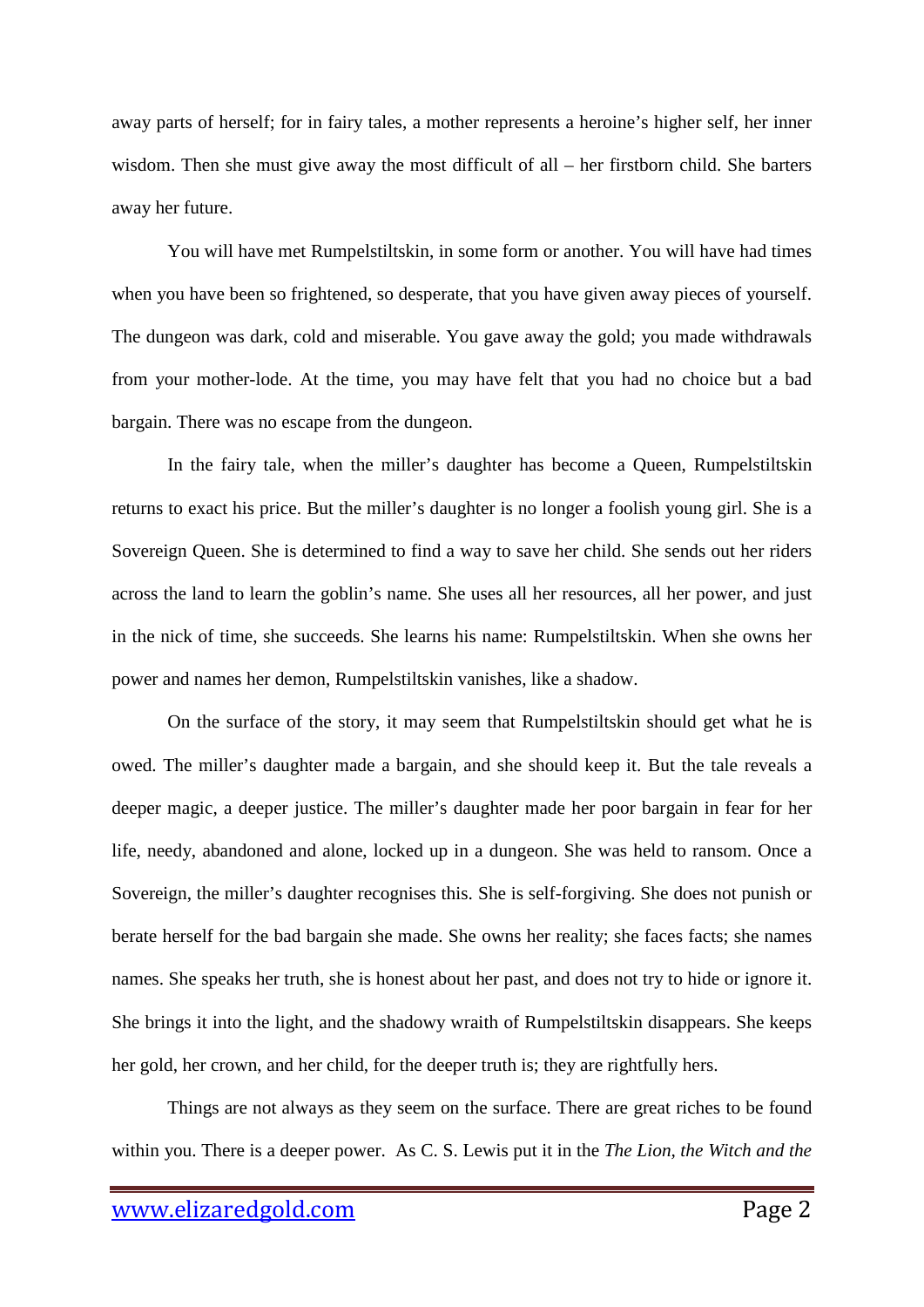away parts of herself; for in fairy tales, a mother represents a heroine's higher self, her inner wisdom. Then she must give away the most difficult of all – her firstborn child. She barters away her future.

You will have met Rumpelstiltskin, in some form or another. You will have had times when you have been so frightened, so desperate, that you have given away pieces of yourself. The dungeon was dark, cold and miserable. You gave away the gold; you made withdrawals from your mother-lode. At the time, you may have felt that you had no choice but a bad bargain. There was no escape from the dungeon.

In the fairy tale, when the miller's daughter has become a Queen, Rumpelstiltskin returns to exact his price. But the miller's daughter is no longer a foolish young girl. She is a Sovereign Queen. She is determined to find a way to save her child. She sends out her riders across the land to learn the goblin's name. She uses all her resources, all her power, and just in the nick of time, she succeeds. She learns his name: Rumpelstiltskin. When she owns her power and names her demon, Rumpelstiltskin vanishes, like a shadow.

On the surface of the story, it may seem that Rumpelstiltskin should get what he is owed. The miller's daughter made a bargain, and she should keep it. But the tale reveals a deeper magic, a deeper justice. The miller's daughter made her poor bargain in fear for her life, needy, abandoned and alone, locked up in a dungeon. She was held to ransom. Once a Sovereign, the miller's daughter recognises this. She is self-forgiving. She does not punish or berate herself for the bad bargain she made. She owns her reality; she faces facts; she names names. She speaks her truth, she is honest about her past, and does not try to hide or ignore it. She brings it into the light, and the shadowy wraith of Rumpelstiltskin disappears. She keeps her gold, her crown, and her child, for the deeper truth is; they are rightfully hers.

Things are not always as they seem on the surface. There are great riches to be found within you. There is a deeper power. As C. S. Lewis put it in the *The Lion, the Witch and the*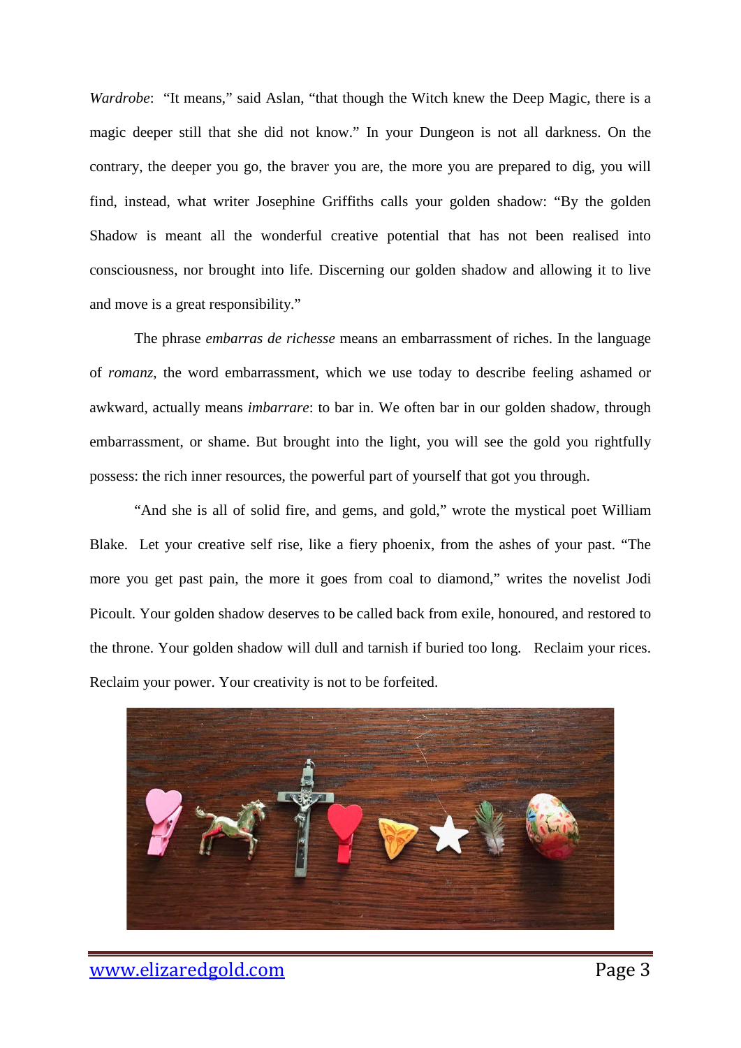*Wardrobe*: "It means," said Aslan, "that though the Witch knew the Deep Magic, there is a magic deeper still that she did not know." In your Dungeon is not all darkness. On the contrary, the deeper you go, the braver you are, the more you are prepared to dig, you will find, instead, what writer Josephine Griffiths calls your golden shadow: "By the golden Shadow is meant all the wonderful creative potential that has not been realised into consciousness, nor brought into life. Discerning our golden shadow and allowing it to live and move is a great responsibility."

The phrase *embarras de richesse* means an embarrassment of riches. In the language of *romanz*, the word embarrassment, which we use today to describe feeling ashamed or awkward, actually means *imbarrare*: to bar in. We often bar in our golden shadow, through embarrassment, or shame. But brought into the light, you will see the gold you rightfully possess: the rich inner resources, the powerful part of yourself that got you through.

"And she is all of solid fire, and gems, and gold," wrote the mystical poet William Blake. Let your creative self rise, like a fiery phoenix, from the ashes of your past. "The more you get past pain, the more it goes from coal to diamond," writes the novelist Jodi Picoult. Your golden shadow deserves to be called back from exile, honoured, and restored to the throne. Your golden shadow will dull and tarnish if buried too long. Reclaim your rices. Reclaim your power. Your creativity is not to be forfeited.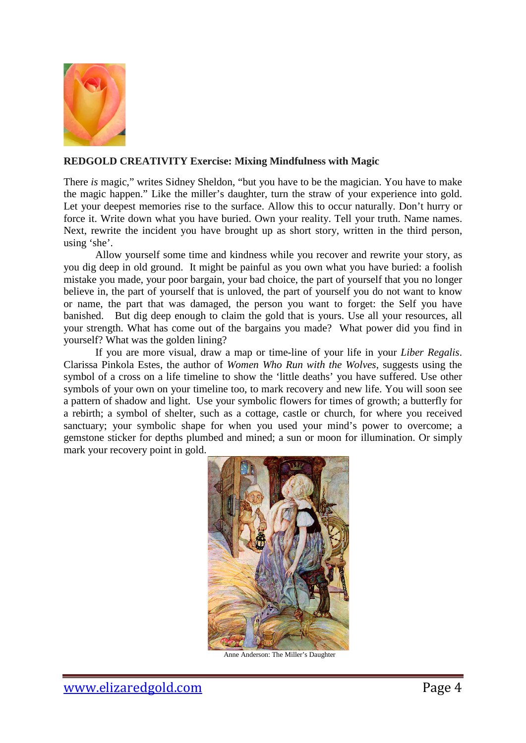**REDGOLD CREATIVITY Exercise: Mixing Mindfulness with Magic**

There *is* magic," writes Sidney Sheldon, "but you have to be the magician. You have to make the magic happen." Like the miller's daughter, turn the straw of your experience into gold. Let your deepest memories rise to the surface. Allow this to occur naturally. Don't hurry or force it. Write down what you have buried. Own your reality. Tell your truth. Name names. Next, rewrite the incident you have brought up as short story, written in the third person, using 'she'.

Allow yourself some time and kindness while you recover and rewrite your story, as you dig deep in old ground. It might be painful as you own what you have buried: a foolish mistake you made, your poor bargain, your bad choice, the part of yourself that you no longer believe in, the part of yourself that is unloved, the part of yourself you do not want to know or name, the part that was damaged, the person you want to forget: the Self you have banished. But dig deep enough to claim the gold that is yours. Use all your resources, all your strength. What has come out of the bargains you made? What power did you find in yourself? What was the golden lining?

If you are more visual, draw a map or time-line of your life in your *Liber Regalis*. Clarissa Pinkola Estes, the author of *Women Who Run with the Wolves*, suggests using the symbol of a cross on a life timeline to show the 'little deaths' you have suffered. Use other symbols of your own on your timeline too, to mark recovery and new life. You will soon see a pattern of shadow and light. Use your symbolic flowers for times of growth; a butterfly for a rebirth; a symbol of shelter, such as a cottage, castle or church, for where you received sanctuary; your symbolic shape for when you used your mind's power to overcome; a gemstone sticker for depths plumbed and mined; a sun or moon for illumination. Or simply mark your recovery point in gold.

Anne Anderson: The Miller's Daughter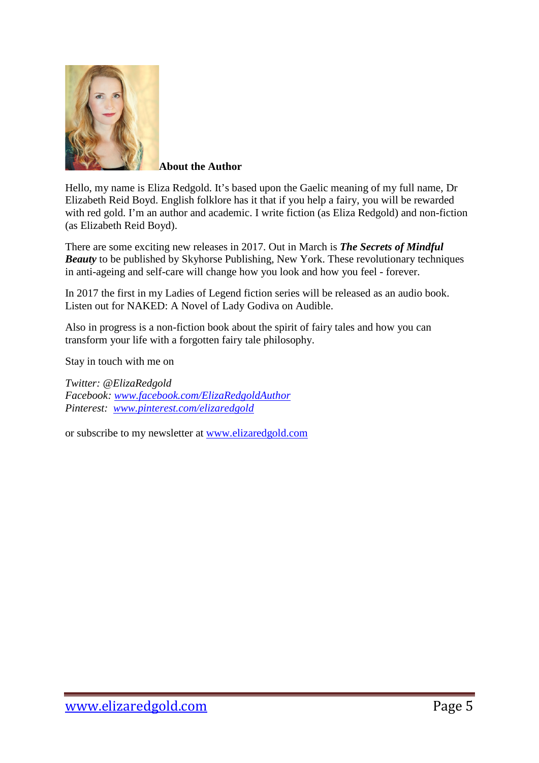## About the Author

Hello, my name is Eliza Redgold. It's based upon the Gaelic meaning of my full name, Dr Elizabeth Reid Boyd. English folklore has it that if you help a fairy, you will be rewarded with red gold. I'm an author and academic. I write fiction (as Eliza Redgold) and non-fiction (as Elizabeth Reid Boyd).

There are some exciting new releases in 2017. Out in March is ***The Secrets of Mindful Beauty*** to be published by Skyhorse Publishing, New York. These revolutionary techniques in anti-ageing and self-care will change how you look and how you feel - forever.

In 2017 the first in my Ladies of Legend fiction series will be released as an audio book. Listen out for NAKED: A Novel of Lady Godiva on Audible.

Also in progress is a non-fiction book about the spirit of fairy tales and how you can transform your life with a forgotten fairy tale philosophy.

Stay in touch with me on

*Twitter: @ElizaRedgold*
*Facebook: www.facebook.com/ElizaRedgoldAuthor*
*Pinterest: www.pinterest.com/elizaredgold*

or subscribe to my newsletter at www.elizaredgold.com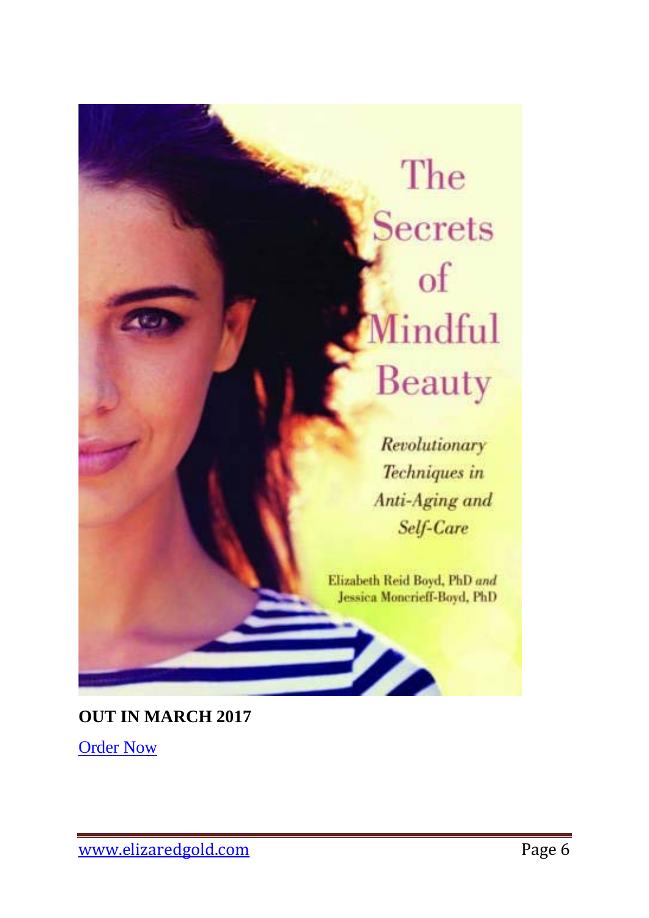# The Secrets of Mindful Beauty

*Revolutionary Techniques in Anti-Aging and Self-Care*

Elizabeth Reid Boyd, PhD *and* Jessica Moncrieff-Boyd, PhD

**OUT IN MARCH 2017**

Order Now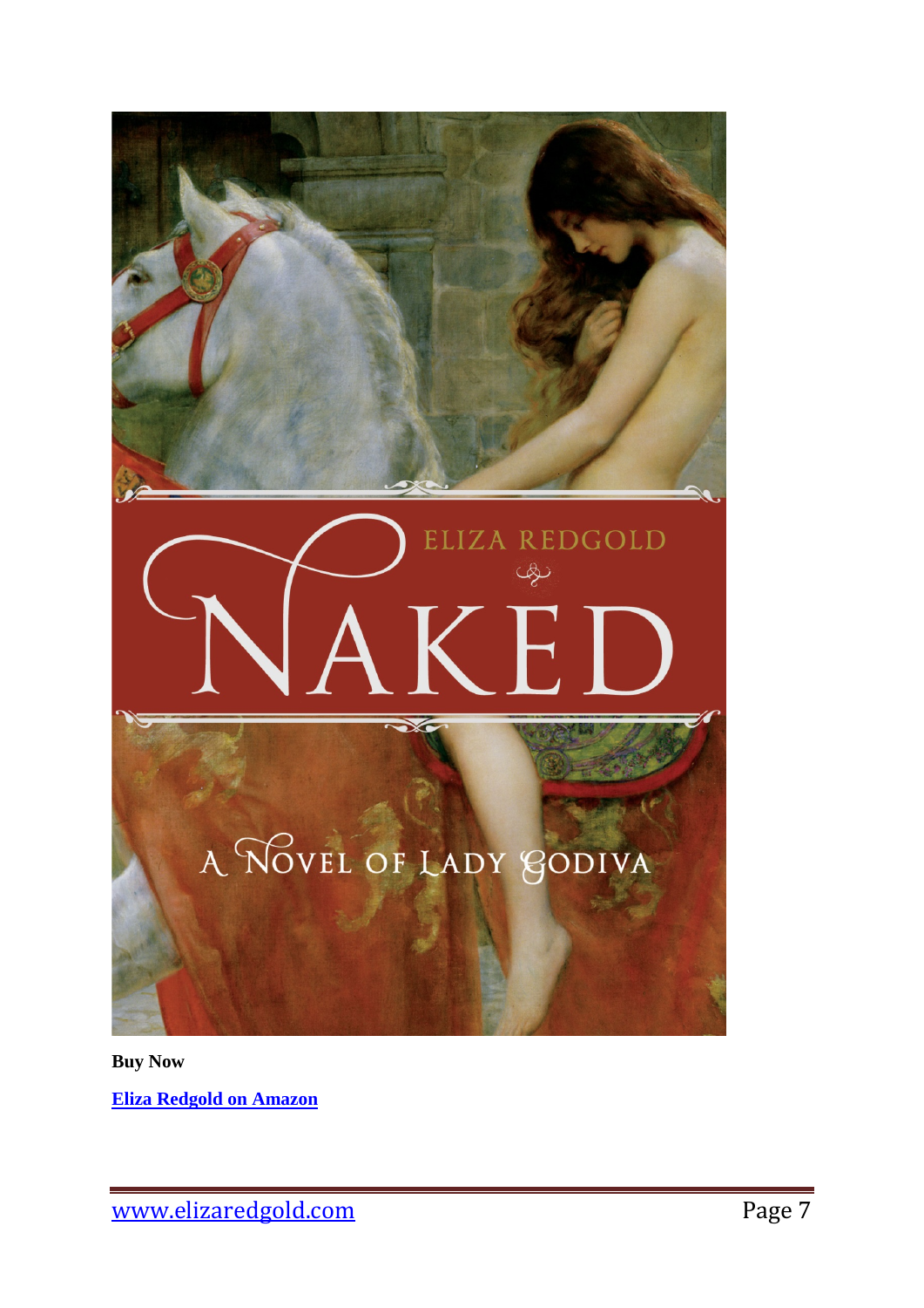ELIZA REDGOLD

NAKED

A NOVEL OF LADY GODIVA

**Buy Now**

**[Eliza Redgold on Amazon]**